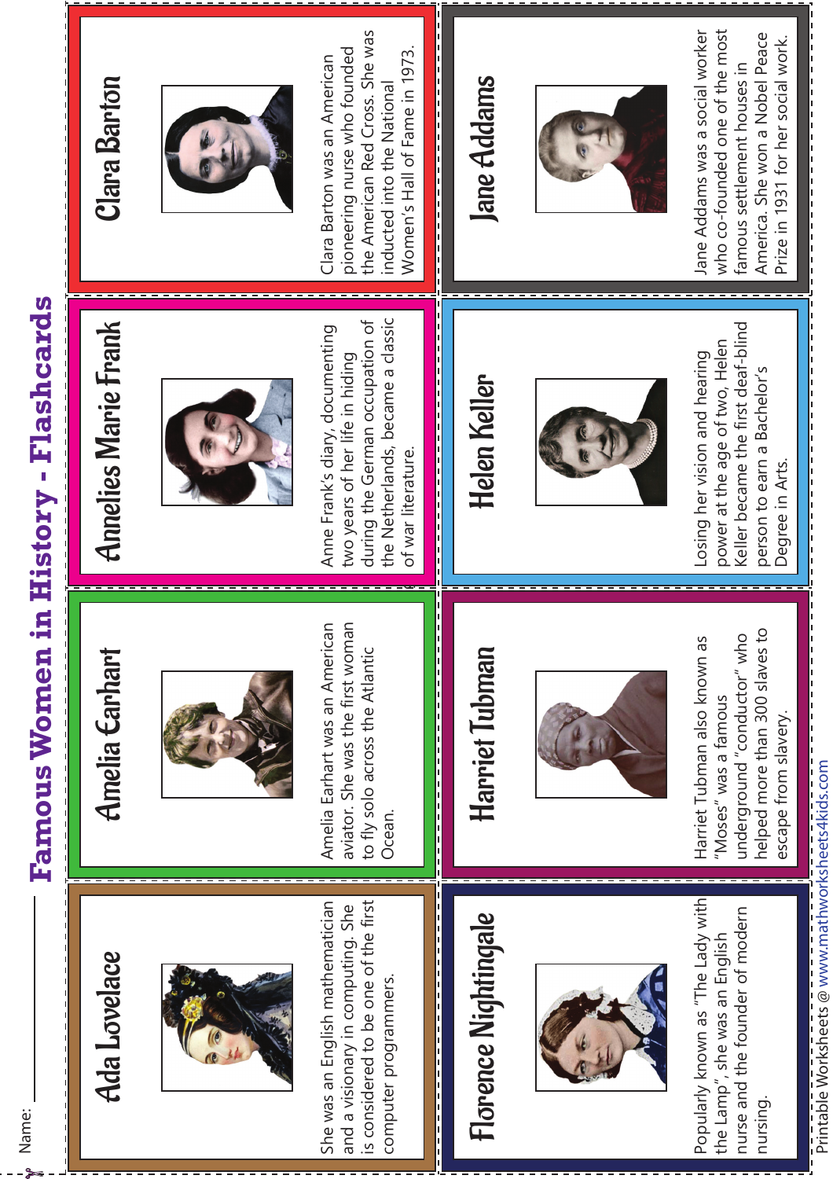Name:

# Famous Women in History - Flashcards

## Ada Lovelace

She was an English mathematician and a visionary in computing. She is considered to be one of the first computer programmers.

## Amelia Earhart

Amelia Earhart was an American aviator. She was the first woman to fly solo across the Atlantic Ocean.

## Annelies Marie Frank

Anne Frank's diary, documenting two years of her life in hiding during the German occupation of the Netherlands, became a classic of war literature.

## Clara Barton

Clara Barton was an American pioneering nurse who founded the American Red Cross. She was inducted into the National Women's Hall of Fame in 1973.

## Florence Nightingale

Popularly known as "The Lady with the Lamp", she was an English nurse and the founder of modern nursing.

## Harriet Tubman

Harriet Tubman also known as "Moses" was a famous underground "conductor" who helped more than 300 slaves to escape from slavery.

## Helen Keller

Losing her vision and hearing power at the age of two, Helen Keller became the first deaf-blind person to earn a Bachelor's Degree in Arts.

## Jane Addams

Jane Addams was a social worker who co-founded one of the most famous settlement houses in America. She won a Nobel Peace Prize in 1931 for her social work.

Printable Worksheets @ www.mathworksheets4kids.com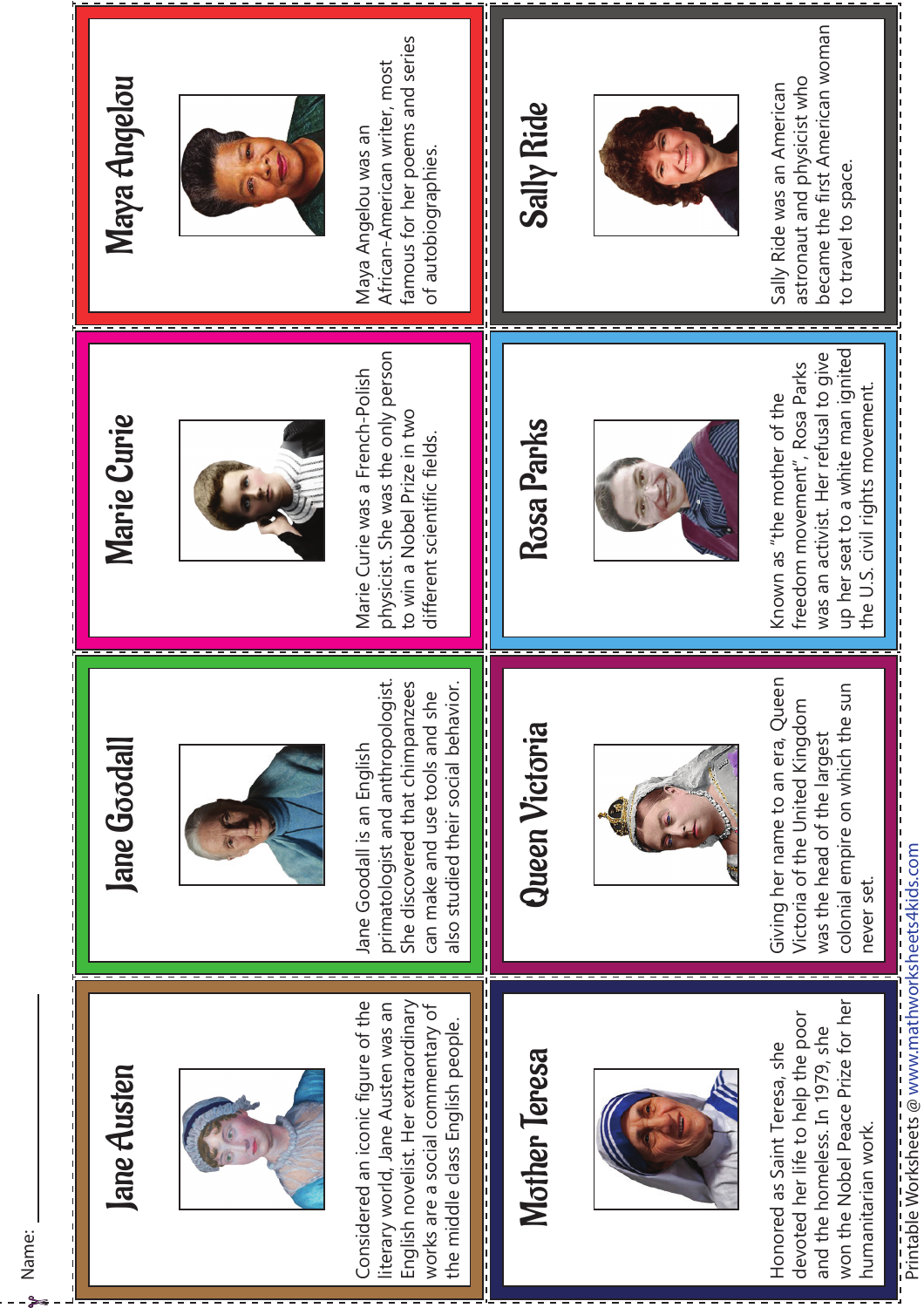Name: ___________

## Jane Austen

Considered an iconic figure of the literary world, Jane Austen was an English novelist. Her extraordinary works are a social commentary of the middle class English people.

## Jane Goodall

Jane Goodall is an English primatologist and anthropologist. She discovered that chimpanzees can make and use tools and she also studied their social behavior.

## Marie Curie

Marie Curie was a French-Polish physicist. She was the only person to win a Nobel Prize in two different scientific fields.

## Maya Angelou

Maya Angelou was an African-American writer, most famous for her poems and series of autobiographies.

## Mother Teresa

Honored as Saint Teresa, she devoted her life to help the poor and the homeless. In 1979, she won the Nobel Peace Prize for her humanitarian work.

## Queen Victoria

Giving her name to an era, Queen Victoria of the United Kingdom was the head of the largest colonial empire on which the sun never set.

## Rosa Parks

Known as "the mother of the freedom movement", Rosa Parks was an activist. Her refusal to give up her seat to a white man ignited the U.S. civil rights movement.

## Sally Ride

Sally Ride was an American astronaut and physicist who became the first American woman to travel to space.

Printable Worksheets @ www.mathworksheets4kids.com